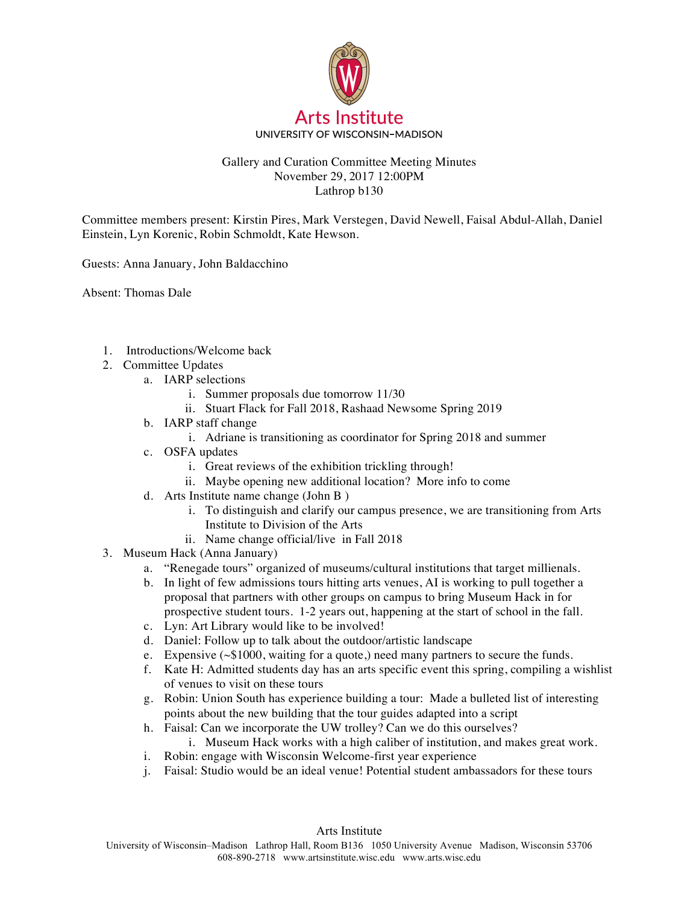Arts Institute
UNIVERSITY OF WISCONSIN–MADISON

Gallery and Curation Committee Meeting Minutes
November 29, 2017 12:00PM
Lathrop b130

Committee members present: Kirstin Pires, Mark Verstegen, David Newell, Faisal Abdul-Allah, Daniel Einstein, Lyn Korenic, Robin Schmoldt, Kate Hewson.

Guests: Anna January, John Baldacchino

Absent: Thomas Dale

1. Introductions/Welcome back
2. Committee Updates
   a. IARP selections
      i. Summer proposals due tomorrow 11/30
      ii. Stuart Flack for Fall 2018, Rashaad Newsome Spring 2019
   b. IARP staff change
      i. Adriane is transitioning as coordinator for Spring 2018 and summer
   c. OSFA updates
      i. Great reviews of the exhibition trickling through!
      ii. Maybe opening new additional location? More info to come
   d. Arts Institute name change (John B )
      i. To distinguish and clarify our campus presence, we are transitioning from Arts Institute to Division of the Arts
      ii. Name change official/live in Fall 2018
3. Museum Hack (Anna January)
   a. "Renegade tours" organized of museums/cultural institutions that target millienals.
   b. In light of few admissions tours hitting arts venues, AI is working to pull together a proposal that partners with other groups on campus to bring Museum Hack in for prospective student tours. 1-2 years out, happening at the start of school in the fall.
   c. Lyn: Art Library would like to be involved!
   d. Daniel: Follow up to talk about the outdoor/artistic landscape
   e. Expensive (~$1000, waiting for a quote,) need many partners to secure the funds.
   f. Kate H: Admitted students day has an arts specific event this spring, compiling a wishlist of venues to visit on these tours
   g. Robin: Union South has experience building a tour: Made a bulleted list of interesting points about the new building that the tour guides adapted into a script
   h. Faisal: Can we incorporate the UW trolley? Can we do this ourselves?
      i. Museum Hack works with a high caliber of institution, and makes great work.
   i. Robin: engage with Wisconsin Welcome-first year experience
   j. Faisal: Studio would be an ideal venue! Potential student ambassadors for these tours

Arts Institute
University of Wisconsin–Madison Lathrop Hall, Room B136 1050 University Avenue Madison, Wisconsin 53706
608-890-2718 www.artsinstitute.wisc.edu www.arts.wisc.edu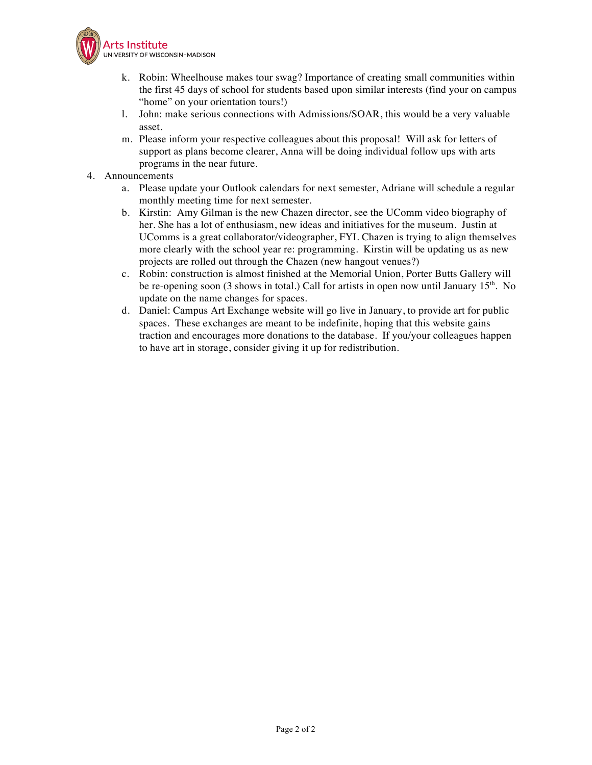k. Robin: Wheelhouse makes tour swag? Importance of creating small communities within the first 45 days of school for students based upon similar interests (find your on campus "home" on your orientation tours!)

l. John: make serious connections with Admissions/SOAR, this would be a very valuable asset.

m. Please inform your respective colleagues about this proposal! Will ask for letters of support as plans become clearer, Anna will be doing individual follow ups with arts programs in the near future.

4. Announcements

   a. Please update your Outlook calendars for next semester, Adriane will schedule a regular monthly meeting time for next semester.

   b. Kirstin: Amy Gilman is the new Chazen director, see the UComm video biography of her. She has a lot of enthusiasm, new ideas and initiatives for the museum. Justin at UComms is a great collaborator/videographer, FYI. Chazen is trying to align themselves more clearly with the school year re: programming. Kirstin will be updating us as new projects are rolled out through the Chazen (new hangout venues?)

   c. Robin: construction is almost finished at the Memorial Union, Porter Butts Gallery will be re-opening soon (3 shows in total.) Call for artists in open now until January 15th. No update on the name changes for spaces.

   d. Daniel: Campus Art Exchange website will go live in January, to provide art for public spaces. These exchanges are meant to be indefinite, hoping that this website gains traction and encourages more donations to the database. If you/your colleagues happen to have art in storage, consider giving it up for redistribution.